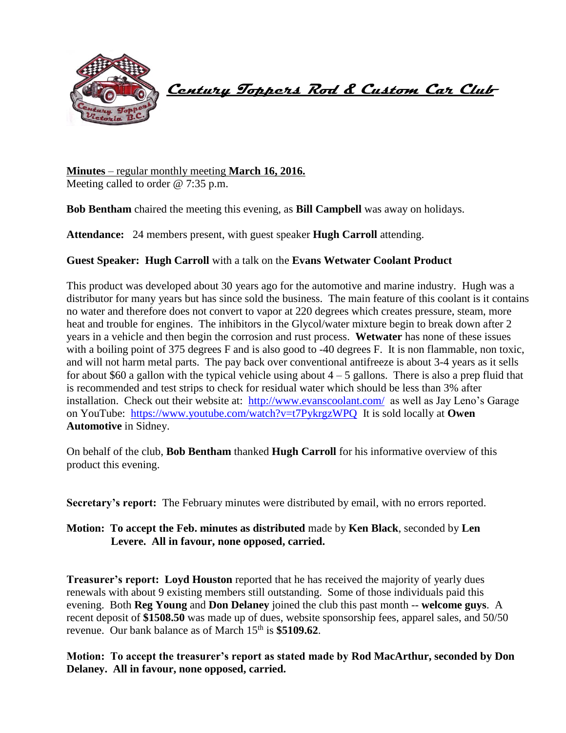# *Century Toppers Rod & Custom Car Club*

**Minutes** – regular monthly meeting **March 16, 2016.**
Meeting called to order @ 7:35 p.m.

**Bob Bentham** chaired the meeting this evening, as **Bill Campbell** was away on holidays.

**Attendance:** 24 members present, with guest speaker **Hugh Carroll** attending.

**Guest Speaker: Hugh Carroll** with a talk on the **Evans Wetwater Coolant Product**

This product was developed about 30 years ago for the automotive and marine industry. Hugh was a distributor for many years but has since sold the business. The main feature of this coolant is it contains no water and therefore does not convert to vapor at 220 degrees which creates pressure, steam, more heat and trouble for engines. The inhibitors in the Glycol/water mixture begin to break down after 2 years in a vehicle and then begin the corrosion and rust process. **Wetwater** has none of these issues with a boiling point of 375 degrees F and is also good to -40 degrees F. It is non flammable, non toxic, and will not harm metal parts. The pay back over conventional antifreeze is about 3-4 years as it sells for about $60 a gallon with the typical vehicle using about 4 – 5 gallons. There is also a prep fluid that is recommended and test strips to check for residual water which should be less than 3% after installation. Check out their website at: http://www.evanscoolant.com/ as well as Jay Leno's Garage on YouTube: https://www.youtube.com/watch?v=t7PykrgzWPQ It is sold locally at **Owen Automotive** in Sidney.

On behalf of the club, **Bob Bentham** thanked **Hugh Carroll** for his informative overview of this product this evening.

**Secretary's report:** The February minutes were distributed by email, with no errors reported.

**Motion: To accept the Feb. minutes as distributed** made by **Ken Black**, seconded by **Len Levere. All in favour, none opposed, carried.**

**Treasurer's report: Loyd Houston** reported that he has received the majority of yearly dues renewals with about 9 existing members still outstanding. Some of those individuals paid this evening. Both **Reg Young** and **Don Delaney** joined the club this past month -- **welcome guys**. A recent deposit of **$1508.50** was made up of dues, website sponsorship fees, apparel sales, and 50/50 revenue. Our bank balance as of March 15th is **$5109.62**.

**Motion: To accept the treasurer's report as stated made by Rod MacArthur, seconded by Don Delaney. All in favour, none opposed, carried.**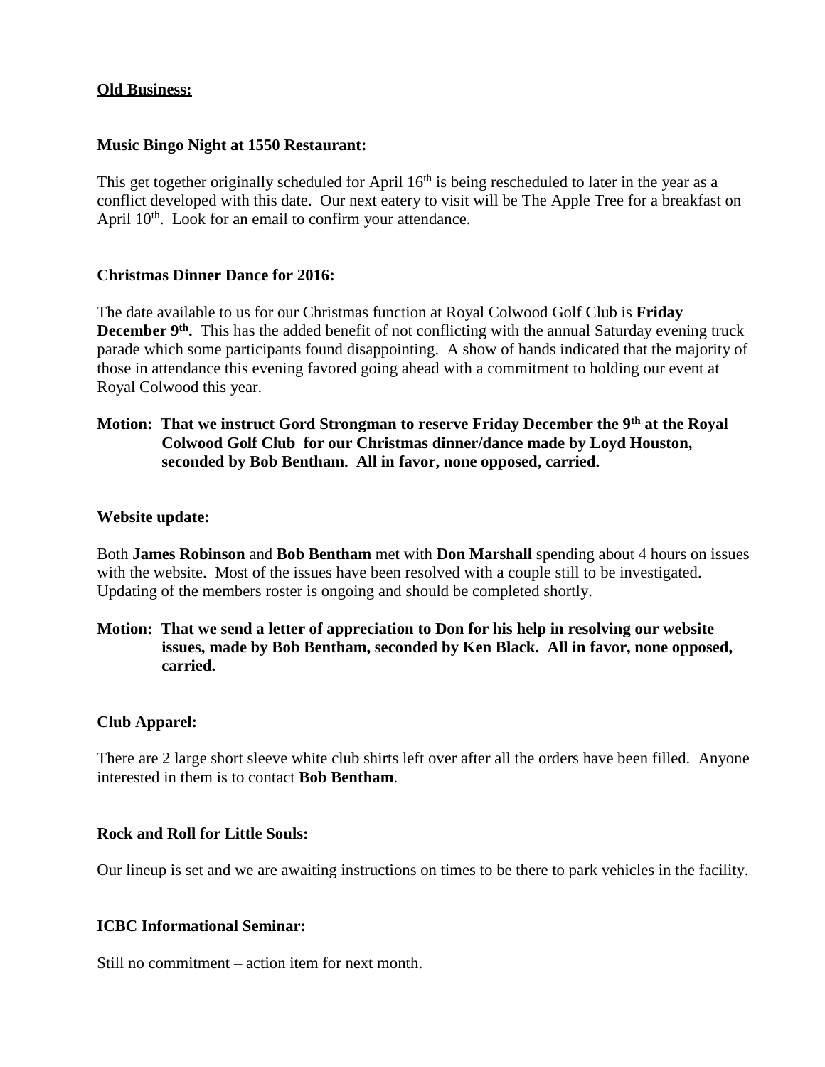**Old Business:**

**Music Bingo Night at 1550 Restaurant:**

This get together originally scheduled for April 16th is being rescheduled to later in the year as a conflict developed with this date. Our next eatery to visit will be The Apple Tree for a breakfast on April 10th. Look for an email to confirm your attendance.

**Christmas Dinner Dance for 2016:**

The date available to us for our Christmas function at Royal Colwood Golf Club is **Friday December 9th.** This has the added benefit of not conflicting with the annual Saturday evening truck parade which some participants found disappointing. A show of hands indicated that the majority of those in attendance this evening favored going ahead with a commitment to holding our event at Royal Colwood this year.

**Motion: That we instruct Gord Strongman to reserve Friday December the 9th at the Royal Colwood Golf Club for our Christmas dinner/dance made by Loyd Houston, seconded by Bob Bentham. All in favor, none opposed, carried.**

**Website update:**

Both **James Robinson** and **Bob Bentham** met with **Don Marshall** spending about 4 hours on issues with the website. Most of the issues have been resolved with a couple still to be investigated. Updating of the members roster is ongoing and should be completed shortly.

**Motion: That we send a letter of appreciation to Don for his help in resolving our website issues, made by Bob Bentham, seconded by Ken Black. All in favor, none opposed, carried.**

**Club Apparel:**

There are 2 large short sleeve white club shirts left over after all the orders have been filled. Anyone interested in them is to contact **Bob Bentham**.

**Rock and Roll for Little Souls:**

Our lineup is set and we are awaiting instructions on times to be there to park vehicles in the facility.

**ICBC Informational Seminar:**

Still no commitment – action item for next month.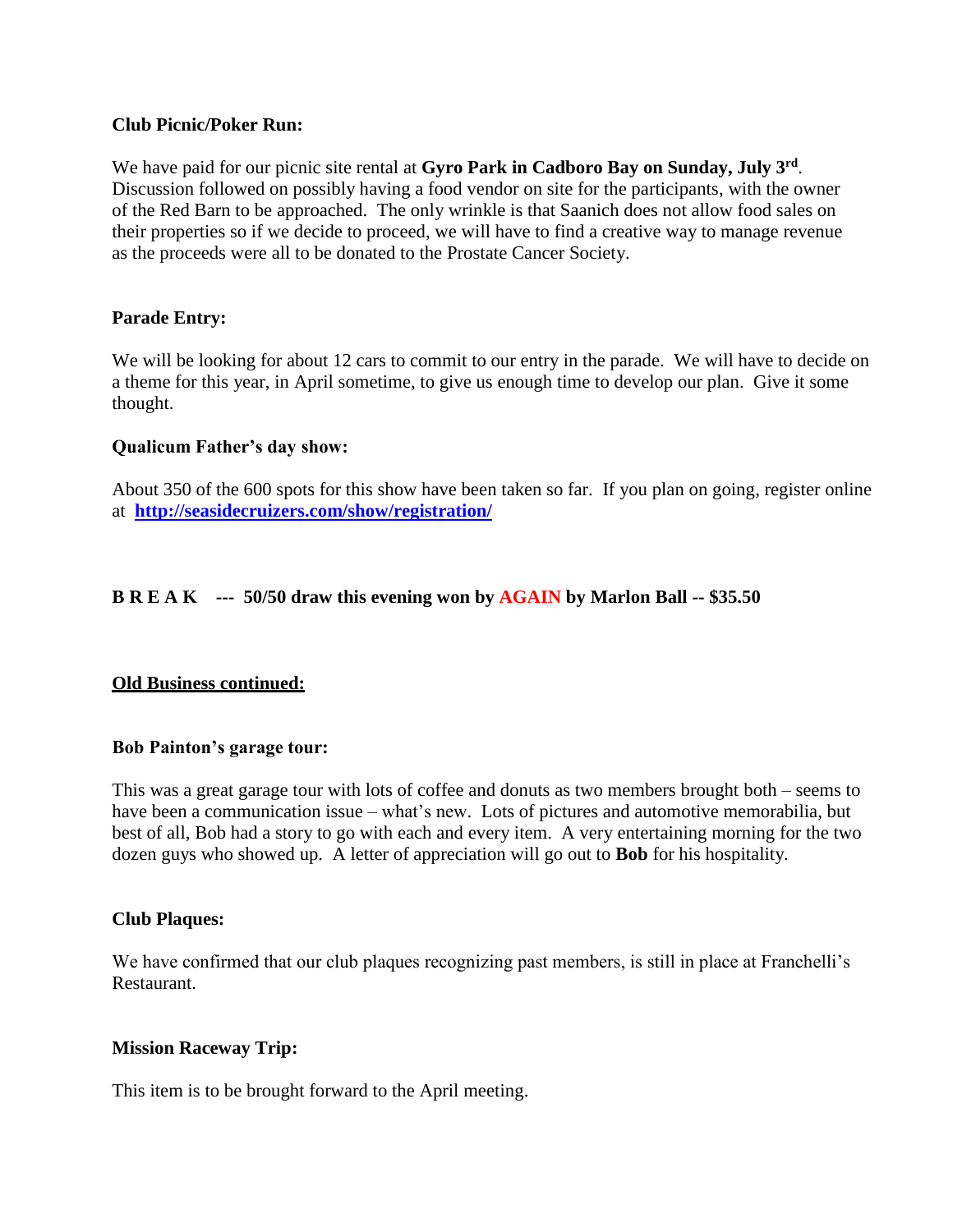**Club Picnic/Poker Run:**

We have paid for our picnic site rental at **Gyro Park in Cadboro Bay on Sunday, July 3rd**. Discussion followed on possibly having a food vendor on site for the participants, with the owner of the Red Barn to be approached. The only wrinkle is that Saanich does not allow food sales on their properties so if we decide to proceed, we will have to find a creative way to manage revenue as the proceeds were all to be donated to the Prostate Cancer Society.

**Parade Entry:**

We will be looking for about 12 cars to commit to our entry in the parade. We will have to decide on a theme for this year, in April sometime, to give us enough time to develop our plan. Give it some thought.

**Qualicum Father's day show:**

About 350 of the 600 spots for this show have been taken so far. If you plan on going, register online at **http://seasidecruizers.com/show/registration/**

**B R E A K --- 50/50 draw this evening won by AGAIN by Marlon Ball -- $35.50**

**Old Business continued:**

**Bob Painton's garage tour:**

This was a great garage tour with lots of coffee and donuts as two members brought both – seems to have been a communication issue – what's new. Lots of pictures and automotive memorabilia, but best of all, Bob had a story to go with each and every item. A very entertaining morning for the two dozen guys who showed up. A letter of appreciation will go out to **Bob** for his hospitality.

**Club Plaques:**

We have confirmed that our club plaques recognizing past members, is still in place at Franchelli's Restaurant.

**Mission Raceway Trip:**

This item is to be brought forward to the April meeting.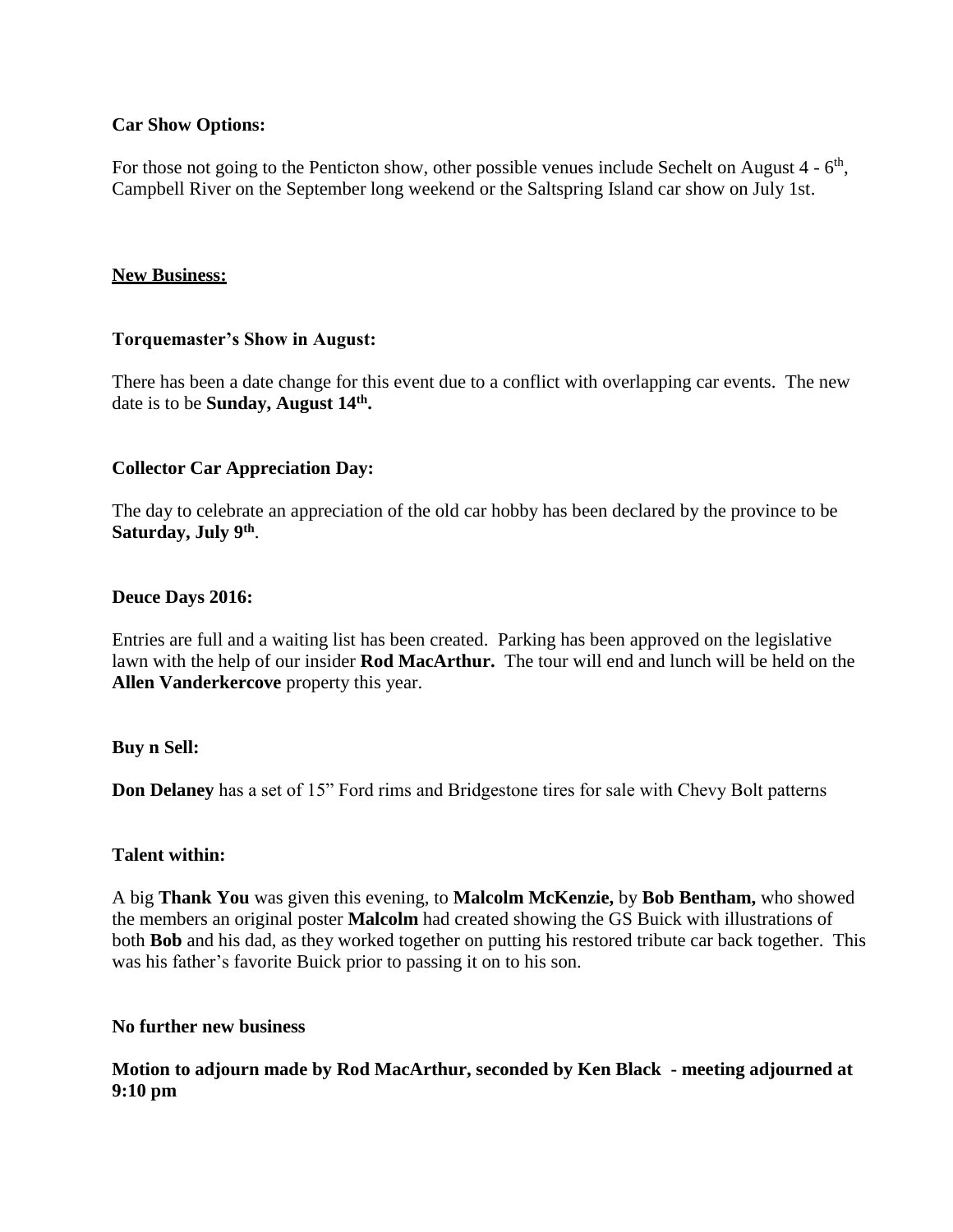**Car Show Options:**

For those not going to the Penticton show, other possible venues include Sechelt on August 4 - 6th, Campbell River on the September long weekend or the Saltspring Island car show on July 1st.

## New Business:

**Torquemaster's Show in August:**

There has been a date change for this event due to a conflict with overlapping car events. The new date is to be **Sunday, August 14th.**

**Collector Car Appreciation Day:**

The day to celebrate an appreciation of the old car hobby has been declared by the province to be **Saturday, July 9th**.

**Deuce Days 2016:**

Entries are full and a waiting list has been created. Parking has been approved on the legislative lawn with the help of our insider **Rod MacArthur.** The tour will end and lunch will be held on the **Allen Vanderkercove** property this year.

**Buy n Sell:**

**Don Delaney** has a set of 15" Ford rims and Bridgestone tires for sale with Chevy Bolt patterns

**Talent within:**

A big **Thank You** was given this evening, to **Malcolm McKenzie,** by **Bob Bentham,** who showed the members an original poster **Malcolm** had created showing the GS Buick with illustrations of both **Bob** and his dad, as they worked together on putting his restored tribute car back together. This was his father's favorite Buick prior to passing it on to his son.

**No further new business**

**Motion to adjourn made by Rod MacArthur, seconded by Ken Black - meeting adjourned at 9:10 pm**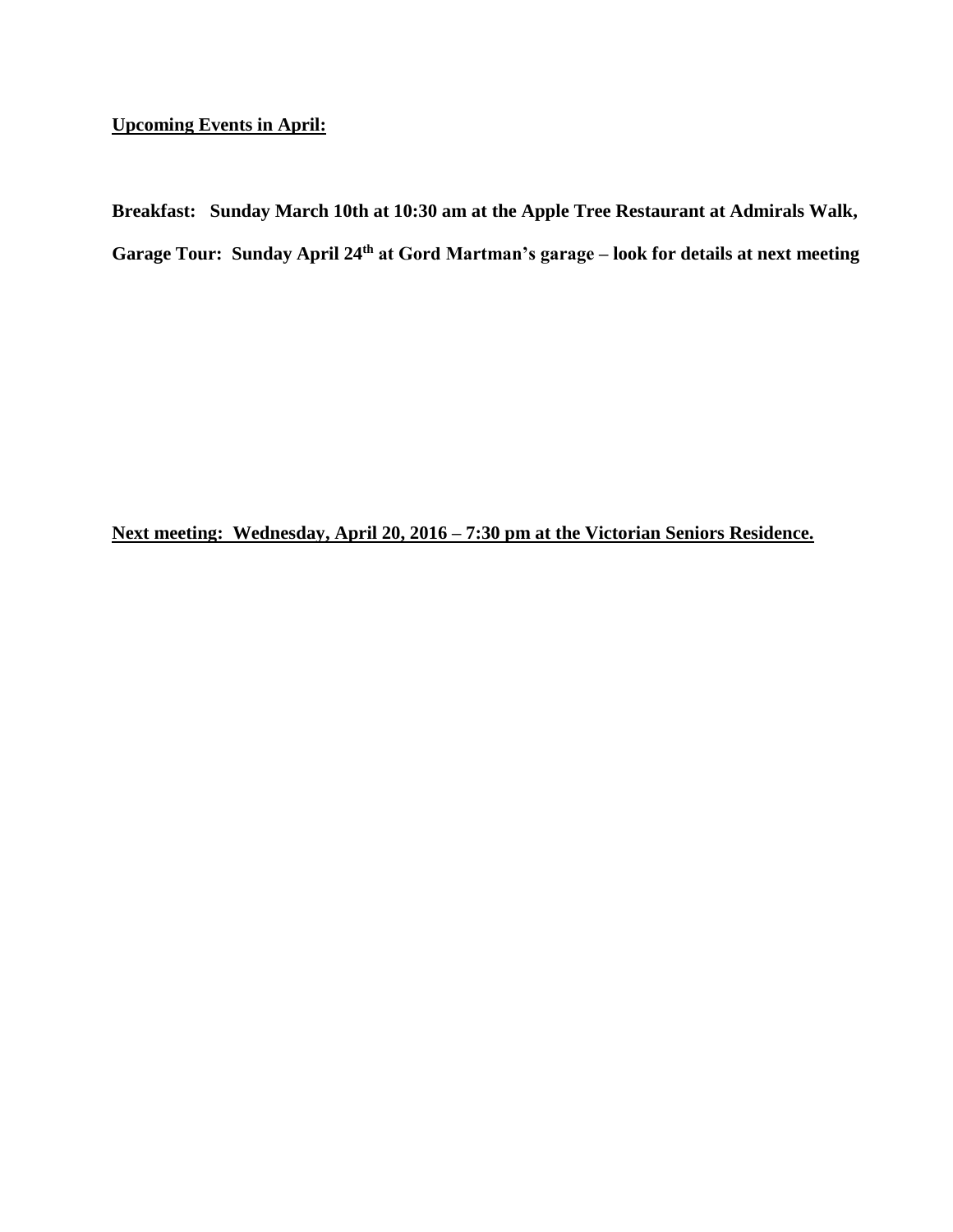**Upcoming Events in April:**

**Breakfast: Sunday March 10th at 10:30 am at the Apple Tree Restaurant at Admirals Walk,**

**Garage Tour: Sunday April 24th at Gord Martman's garage – look for details at next meeting**

**Next meeting: Wednesday, April 20, 2016 – 7:30 pm at the Victorian Seniors Residence.**